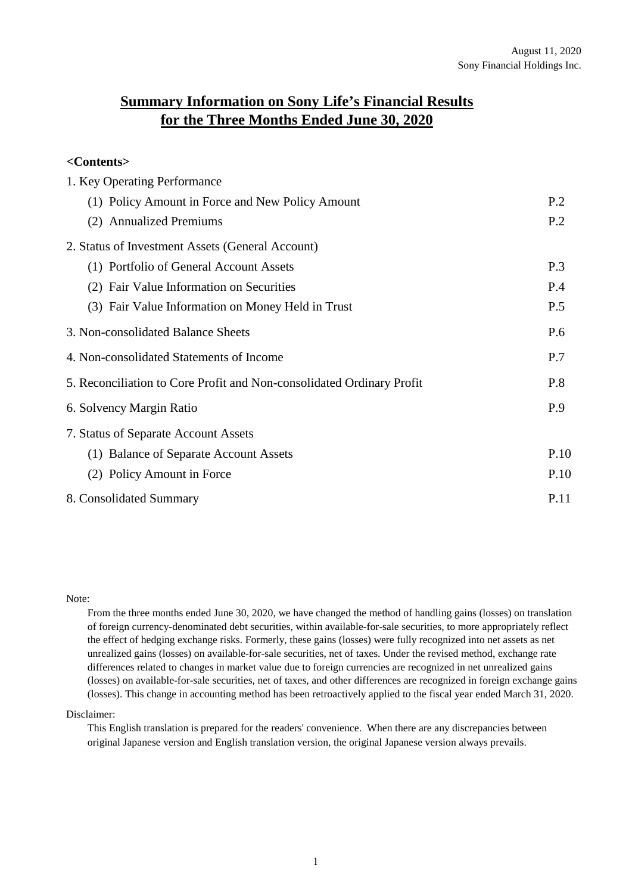August 11, 2020
Sony Financial Holdings Inc.

# Summary Information on Sony Life's Financial Results for the Three Months Ended June 30, 2020

**<Contents>**

| | |
|---|---|
| 1. Key Operating Performance | |
| (1) Policy Amount in Force and New Policy Amount | P.2 |
| (2) Annualized Premiums | P.2 |
| 2. Status of Investment Assets (General Account) | |
| (1) Portfolio of General Account Assets | P.3 |
| (2) Fair Value Information on Securities | P.4 |
| (3) Fair Value Information on Money Held in Trust | P.5 |
| 3. Non-consolidated Balance Sheets | P.6 |
| 4. Non-consolidated Statements of Income | P.7 |
| 5. Reconciliation to Core Profit and Non-consolidated Ordinary Profit | P.8 |
| 6. Solvency Margin Ratio | P.9 |
| 7. Status of Separate Account Assets | |
| (1) Balance of Separate Account Assets | P.10 |
| (2) Policy Amount in Force | P.10 |
| 8. Consolidated Summary | P.11 |

Note:

From the three months ended June 30, 2020, we have changed the method of handling gains (losses) on translation of foreign currency-denominated debt securities, within available-for-sale securities, to more appropriately reflect the effect of hedging exchange risks. Formerly, these gains (losses) were fully recognized into net assets as net unrealized gains (losses) on available-for-sale securities, net of taxes. Under the revised method, exchange rate differences related to changes in market value due to foreign currencies are recognized in net unrealized gains (losses) on available-for-sale securities, net of taxes, and other differences are recognized in foreign exchange gains (losses). This change in accounting method has been retroactively applied to the fiscal year ended March 31, 2020.

Disclaimer:

This English translation is prepared for the readers' convenience. When there are any discrepancies between original Japanese version and English translation version, the original Japanese version always prevails.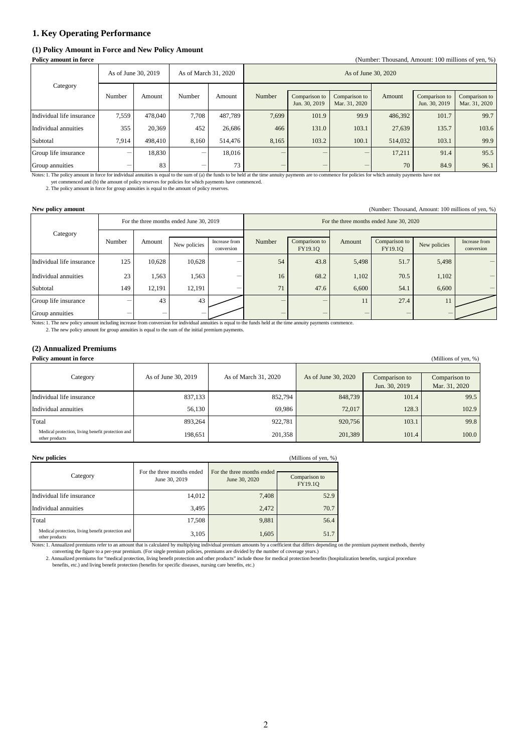## 1. Key Operating Performance

### (1) Policy Amount in Force and New Policy Amount

**Policy amount in force**

(Number: Thousand, Amount: 100 millions of yen, %)

| Category | As of June 30, 2019 | | As of March 31, 2020 | | As of June 30, 2020 | | | | | |
|---|---|---|---|---|---|---|---|---|---|---|
| | Number | Amount | Number | Amount | Number | Comparison to Jun. 30, 2019 | Comparison to Mar. 31, 2020 | Amount | Comparison to Jun. 30, 2019 | Comparison to Mar. 31, 2020 |
| Individual life insurance | 7,559 | 478,040 | 7,708 | 487,789 | 7,699 | 101.9 | 99.9 | 486,392 | 101.7 | 99.7 |
| Individual annuities | 355 | 20,369 | 452 | 26,686 | 466 | 131.0 | 103.1 | 27,639 | 135.7 | 103.6 |
| Subtotal | 7,914 | 498,410 | 8,160 | 514,476 | 8,165 | 103.2 | 100.1 | 514,032 | 103.1 | 99.9 |
| Group life insurance | – | 18,830 | – | 18,016 | – | – | – | 17,211 | 91.4 | 95.5 |
| Group annuities | – | 83 | – | 73 | – | – | – | 70 | 84.9 | 96.1 |

Notes: 1. The policy amount in force for individual annuities is equal to the sum of (a) the funds to be held at the time annuity payments are to commence for policies for which annuity payments have not yet commenced and (b) the amount of policy reserves for policies for which payments have commenced.

2. The policy amount in force for group annuities is equal to the amount of policy reserves.

**New policy amount**

(Number: Thousand, Amount: 100 millions of yen, %)

| Category | For the three months ended June 30, 2019 | | | | For the three months ended June 30, 2020 | | | | | |
|---|---|---|---|---|---|---|---|---|---|---|
| | Number | Amount | New policies | Increase from conversion | Number | Comparison to FY19.1Q | Amount | Comparison to FY19.1Q | New policies | Increase from conversion |
| Individual life insurance | 125 | 10,628 | 10,628 | – | 54 | 43.8 | 5,498 | 51.7 | 5,498 | – |
| Individual annuities | 23 | 1,563 | 1,563 | – | 16 | 68.2 | 1,102 | 70.5 | 1,102 | – |
| Subtotal | 149 | 12,191 | 12,191 | – | 71 | 47.6 | 6,600 | 54.1 | 6,600 | – |
| Group life insurance | – | 43 | 43 | | – | – | 11 | 27.4 | 11 | |
| Group annuities | – | – | – | | – | – | – | – | – | |

Notes: 1. The new policy amount including increase from conversion for individual annuities is equal to the funds held at the time annuity payments commence.

2. The new policy amount for group annuities is equal to the sum of the initial premium payments.

### (2) Annualized Premiums

**Policy amount in force**

(Millions of yen, %)

| Category | As of June 30, 2019 | As of March 31, 2020 | As of June 30, 2020 | Comparison to Jun. 30, 2019 | Comparison to Mar. 31, 2020 |
|---|---|---|---|---|---|
| Individual life insurance | 837,133 | 852,794 | 848,739 | 101.4 | 99.5 |
| Individual annuities | 56,130 | 69,986 | 72,017 | 128.3 | 102.9 |
| Total | 893,264 | 922,781 | 920,756 | 103.1 | 99.8 |
| Medical protection, living benefit protection and other products | 198,651 | 201,358 | 201,389 | 101.4 | 100.0 |

**New policies**

(Millions of yen, %)

| Category | For the three months ended June 30, 2019 | For the three months ended June 30, 2020 | Comparison to FY19.1Q |
|---|---|---|---|
| Individual life insurance | 14,012 | 7,408 | 52.9 |
| Individual annuities | 3,495 | 2,472 | 70.7 |
| Total | 17,508 | 9,881 | 56.4 |
| Medical protection, living benefit protection and other products | 3,105 | 1,605 | 51.7 |

Notes: 1. Annualized premiums refer to an amount that is calculated by multiplying individual premium amounts by a coefficient that differs depending on the premium payment methods, thereby converting the figure to a per-year premium. (For single premium policies, premiums are divided by the number of coverage years.)

2. Annualized premiums for "medical protection, living benefit protection and other products" include those for medical protection benefits (hospitalization benefits, surgical procedure benefits, etc.) and living benefit protection (benefits for specific diseases, nursing care benefits, etc.)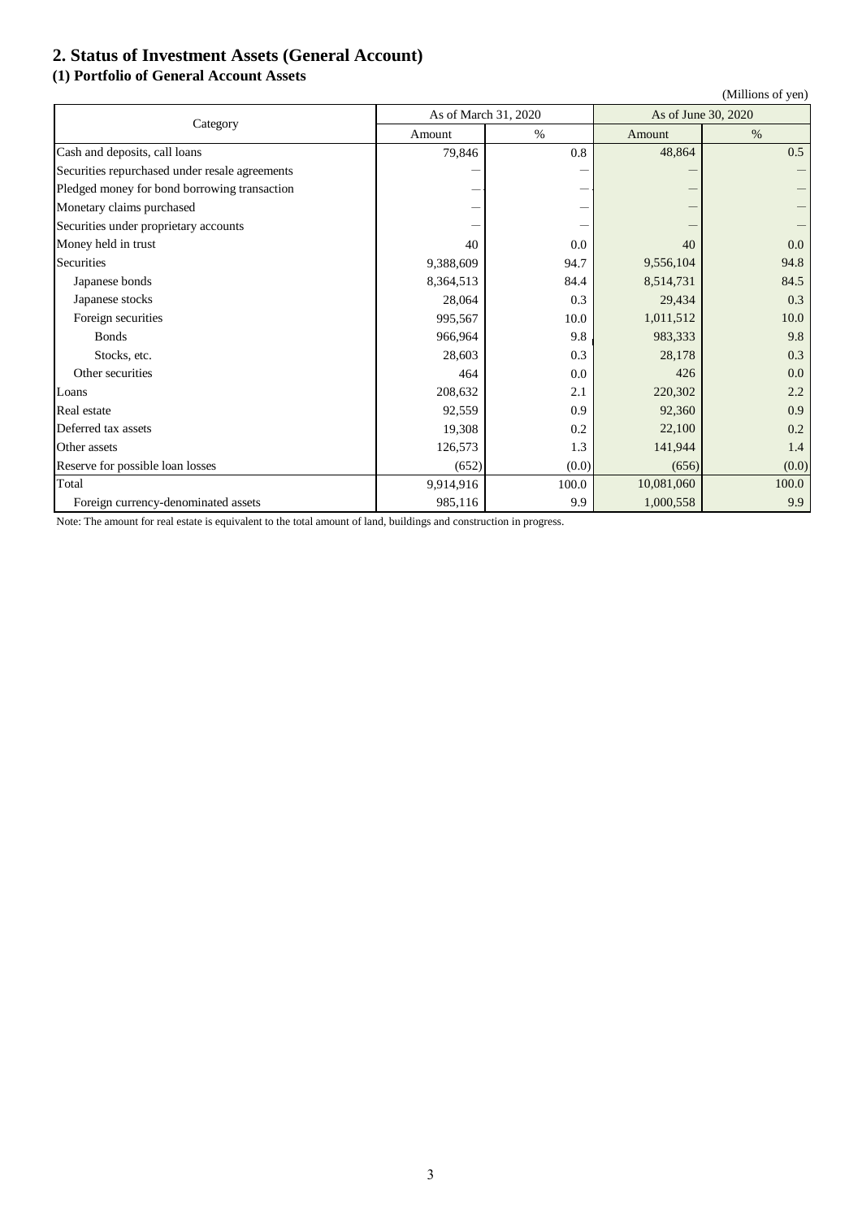## 2. Status of Investment Assets (General Account)

### (1) Portfolio of General Account Assets

(Millions of yen)

| Category | As of March 31, 2020 | | As of June 30, 2020 | |
|---|---|---|---|---|
| | Amount | % | Amount | % |
| Cash and deposits, call loans | 79,846 | 0.8 | 48,864 | 0.5 |
| Securities repurchased under resale agreements | — | — | — | — |
| Pledged money for bond borrowing transaction | — | — | — | — |
| Monetary claims purchased | — | — | — | — |
| Securities under proprietary accounts | — | — | — | — |
| Money held in trust | 40 | 0.0 | 40 | 0.0 |
| Securities | 9,388,609 | 94.7 | 9,556,104 | 94.8 |
| Japanese bonds | 8,364,513 | 84.4 | 8,514,731 | 84.5 |
| Japanese stocks | 28,064 | 0.3 | 29,434 | 0.3 |
| Foreign securities | 995,567 | 10.0 | 1,011,512 | 10.0 |
| Bonds | 966,964 | 9.8 | 983,333 | 9.8 |
| Stocks, etc. | 28,603 | 0.3 | 28,178 | 0.3 |
| Other securities | 464 | 0.0 | 426 | 0.0 |
| Loans | 208,632 | 2.1 | 220,302 | 2.2 |
| Real estate | 92,559 | 0.9 | 92,360 | 0.9 |
| Deferred tax assets | 19,308 | 0.2 | 22,100 | 0.2 |
| Other assets | 126,573 | 1.3 | 141,944 | 1.4 |
| Reserve for possible loan losses | (652) | (0.0) | (656) | (0.0) |
| Total | 9,914,916 | 100.0 | 10,081,060 | 100.0 |
| Foreign currency-denominated assets | 985,116 | 9.9 | 1,000,558 | 9.9 |

Note: The amount for real estate is equivalent to the total amount of land, buildings and construction in progress.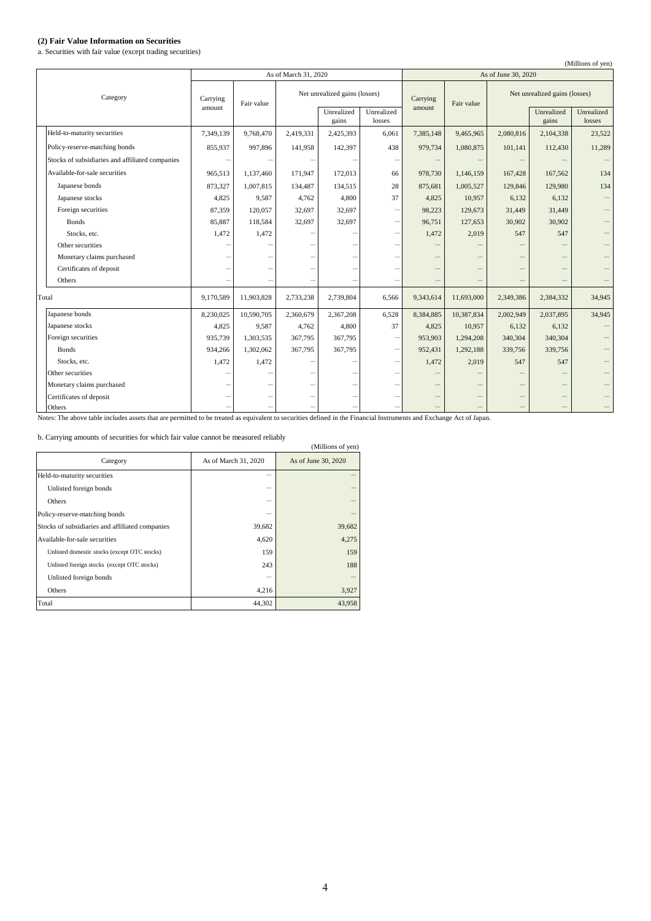**(2) Fair Value Information on Securities**

a. Securities with fair value (except trading securities)

(Millions of yen)

| Category | As of March 31, 2020 | | | | | As of June 30, 2020 | | | | |
|---|---|---|---|---|---|---|---|---|---|---|
| | Carrying amount | Fair value | Net unrealized gains (losses) | | | Carrying amount | Fair value | Net unrealized gains (losses) | | |
| | | | | Unrealized gains | Unrealized losses | | | | Unrealized gains | Unrealized losses |
| Held-to-maturity securities | 7,349,139 | 9,768,470 | 2,419,331 | 2,425,393 | 6,061 | 7,385,148 | 9,465,965 | 2,080,816 | 2,104,338 | 23,522 |
| Policy-reserve-matching bonds | 855,937 | 997,896 | 141,958 | 142,397 | 438 | 979,734 | 1,080,875 | 101,141 | 112,430 | 11,289 |
| Stocks of subsidiaries and affiliated companies | － | － | － | － | － | － | － | － | － | － |
| Available-for-sale securities | 965,513 | 1,137,460 | 171,947 | 172,013 | 66 | 978,730 | 1,146,159 | 167,428 | 167,562 | 134 |
| Japanese bonds | 873,327 | 1,007,815 | 134,487 | 134,515 | 28 | 875,681 | 1,005,527 | 129,846 | 129,980 | 134 |
| Japanese stocks | 4,825 | 9,587 | 4,762 | 4,800 | 37 | 4,825 | 10,957 | 6,132 | 6,132 | － |
| Foreign securities | 87,359 | 120,057 | 32,697 | 32,697 | － | 98,223 | 129,673 | 31,449 | 31,449 | － |
| Bonds | 85,887 | 118,584 | 32,697 | 32,697 | － | 96,751 | 127,653 | 30,902 | 30,902 | － |
| Stocks, etc. | 1,472 | 1,472 | － | － | － | 1,472 | 2,019 | 547 | 547 | － |
| Other securities | － | － | － | － | － | － | － | － | － | － |
| Monetary claims purchased | － | － | － | － | － | － | － | － | － | － |
| Certificates of deposit | － | － | － | － | － | － | － | － | － | － |
| Others | － | － | － | － | － | － | － | － | － | － |
| Total | 9,170,589 | 11,903,828 | 2,733,238 | 2,739,804 | 6,566 | 9,343,614 | 11,693,000 | 2,349,386 | 2,384,332 | 34,945 |
| Japanese bonds | 8,230,025 | 10,590,705 | 2,360,679 | 2,367,208 | 6,528 | 8,384,885 | 10,387,834 | 2,002,949 | 2,037,895 | 34,945 |
| Japanese stocks | 4,825 | 9,587 | 4,762 | 4,800 | 37 | 4,825 | 10,957 | 6,132 | 6,132 | － |
| Foreign securities | 935,739 | 1,303,535 | 367,795 | 367,795 | － | 953,903 | 1,294,208 | 340,304 | 340,304 | － |
| Bonds | 934,266 | 1,302,062 | 367,795 | 367,795 | － | 952,431 | 1,292,188 | 339,756 | 339,756 | － |
| Stocks, etc. | 1,472 | 1,472 | － | － | － | 1,472 | 2,019 | 547 | 547 | － |
| Other securities | － | － | － | － | － | － | － | － | － | － |
| Monetary claims purchased | － | － | － | － | － | － | － | － | － | － |
| Certificates of deposit | － | － | － | － | － | － | － | － | － | － |
| Others | － | － | － | － | － | － | － | － | － | － |

Notes: The above table includes assets that are permitted to be treated as equivalent to securities defined in the Financial Instruments and Exchange Act of Japan.

b. Carrying amounts of securities for which fair value cannot be measured reliably

(Millions of yen)

| Category | As of March 31, 2020 | As of June 30, 2020 |
|---|---|---|
| Held-to-maturity securities | － | － |
| Unlisted foreign bonds | － | － |
| Others | － | － |
| Policy-reserve-matching bonds | － | － |
| Stocks of subsidiaries and affiliated companies | 39,682 | 39,682 |
| Available-for-sale securities | 4,620 | 4,275 |
| Unlisted domestic stocks (except OTC stocks) | 159 | 159 |
| Unlisted foreign stocks (except OTC stocks) | 243 | 188 |
| Unlisted foreign bonds | － | － |
| Others | 4,216 | 3,927 |
| Total | 44,302 | 43,958 |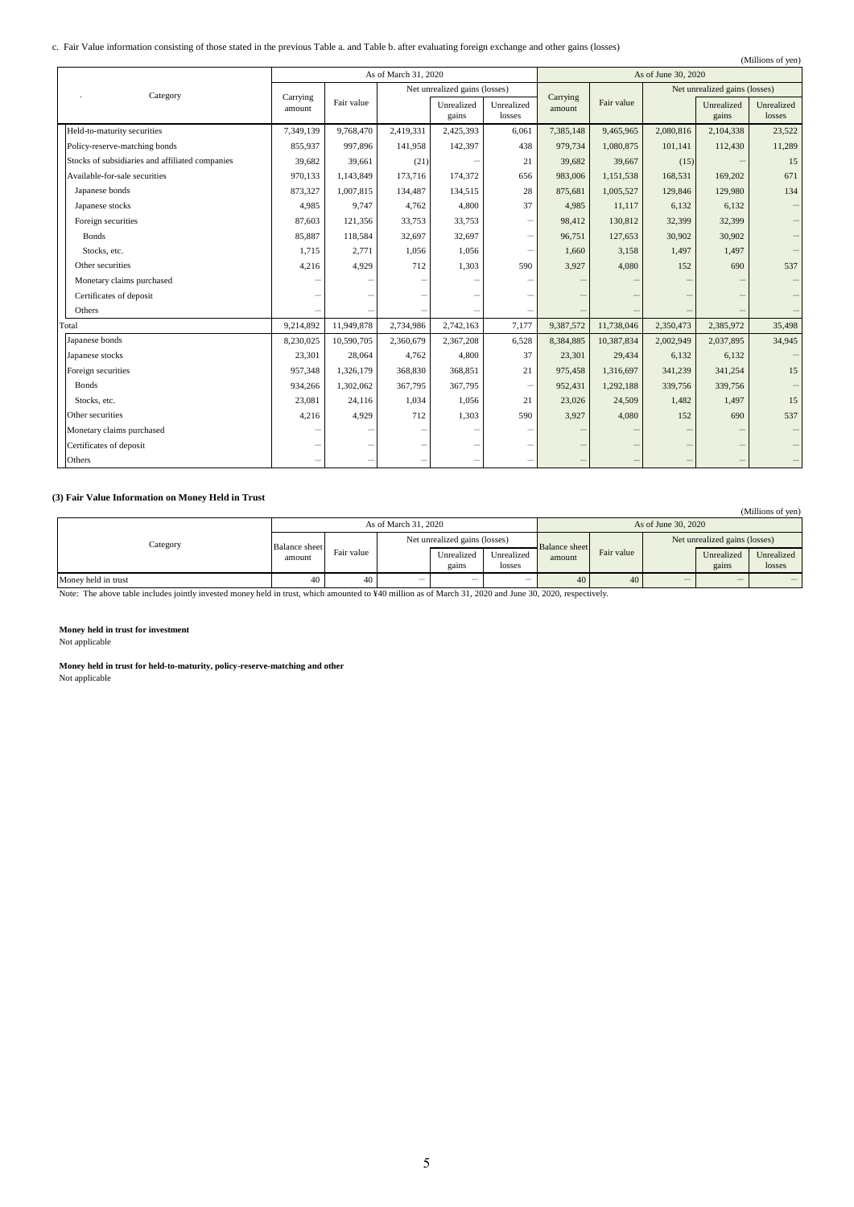c. Fair Value information consisting of those stated in the previous Table a. and Table b. after evaluating foreign exchange and other gains (losses)

(Millions of yen)

| Category | As of March 31, 2020 | | | | | As of June 30, 2020 | | | | |
|---|---|---|---|---|---|---|---|---|---|---|
| | Carrying amount | Fair value | Net unrealized gains (losses) | | | Carrying amount | Fair value | Net unrealized gains (losses) | | |
| | | | | Unrealized gains | Unrealized losses | | | | Unrealized gains | Unrealized losses |
| Held-to-maturity securities | 7,349,139 | 9,768,470 | 2,419,331 | 2,425,393 | 6,061 | 7,385,148 | 9,465,965 | 2,080,816 | 2,104,338 | 23,522 |
| Policy-reserve-matching bonds | 855,937 | 997,896 | 141,958 | 142,397 | 438 | 979,734 | 1,080,875 | 101,141 | 112,430 | 11,289 |
| Stocks of subsidiaries and affiliated companies | 39,682 | 39,661 | (21) | − | 21 | 39,682 | 39,667 | (15) | − | 15 |
| Available-for-sale securities | 970,133 | 1,143,849 | 173,716 | 174,372 | 656 | 983,006 | 1,151,538 | 168,531 | 169,202 | 671 |
| Japanese bonds | 873,327 | 1,007,815 | 134,487 | 134,515 | 28 | 875,681 | 1,005,527 | 129,846 | 129,980 | 134 |
| Japanese stocks | 4,985 | 9,747 | 4,762 | 4,800 | 37 | 4,985 | 11,117 | 6,132 | 6,132 | − |
| Foreign securities | 87,603 | 121,356 | 33,753 | 33,753 | − | 98,412 | 130,812 | 32,399 | 32,399 | − |
| Bonds | 85,887 | 118,584 | 32,697 | 32,697 | − | 96,751 | 127,653 | 30,902 | 30,902 | − |
| Stocks, etc. | 1,715 | 2,771 | 1,056 | 1,056 | − | 1,660 | 3,158 | 1,497 | 1,497 | − |
| Other securities | 4,216 | 4,929 | 712 | 1,303 | 590 | 3,927 | 4,080 | 152 | 690 | 537 |
| Monetary claims purchased | − | − | − | − | − | − | − | − | − | − |
| Certificates of deposit | − | − | − | − | − | − | − | − | − | − |
| Others | − | − | − | − | − | − | − | − | − | − |
| Total | 9,214,892 | 11,949,878 | 2,734,986 | 2,742,163 | 7,177 | 9,387,572 | 11,738,046 | 2,350,473 | 2,385,972 | 35,498 |
| Japanese bonds | 8,230,025 | 10,590,705 | 2,360,679 | 2,367,208 | 6,528 | 8,384,885 | 10,387,834 | 2,002,949 | 2,037,895 | 34,945 |
| Japanese stocks | 23,301 | 28,064 | 4,762 | 4,800 | 37 | 23,301 | 29,434 | 6,132 | 6,132 | − |
| Foreign securities | 957,348 | 1,326,179 | 368,830 | 368,851 | 21 | 975,458 | 1,316,697 | 341,239 | 341,254 | 15 |
| Bonds | 934,266 | 1,302,062 | 367,795 | 367,795 | − | 952,431 | 1,292,188 | 339,756 | 339,756 | − |
| Stocks, etc. | 23,081 | 24,116 | 1,034 | 1,056 | 21 | 23,026 | 24,509 | 1,482 | 1,497 | 15 |
| Other securities | 4,216 | 4,929 | 712 | 1,303 | 590 | 3,927 | 4,080 | 152 | 690 | 537 |
| Monetary claims purchased | − | − | − | − | − | − | − | − | − | − |
| Certificates of deposit | − | − | − | − | − | − | − | − | − | − |
| Others | − | − | − | − | − | − | − | − | − | − |

**(3) Fair Value Information on Money Held in Trust**

(Millions of yen)

| Category | As of March 31, 2020 | | | | | As of June 30, 2020 | | | | |
|---|---|---|---|---|---|---|---|---|---|---|
| | Balance sheet amount | Fair value | Net unrealized gains (losses) | | | Balance sheet amount | Fair value | Net unrealized gains (losses) | | |
| | | | | Unrealized gains | Unrealized losses | | | | Unrealized gains | Unrealized losses |
| Money held in trust | 40 | 40 | − | − | − | 40 | 40 | − | − | − |

Note: The above table includes jointly invested money held in trust, which amounted to ¥40 million as of March 31, 2020 and June 30, 2020, respectively.

**Money held in trust for investment**

Not applicable

**Money held in trust for held-to-maturity, policy-reserve-matching and other**

Not applicable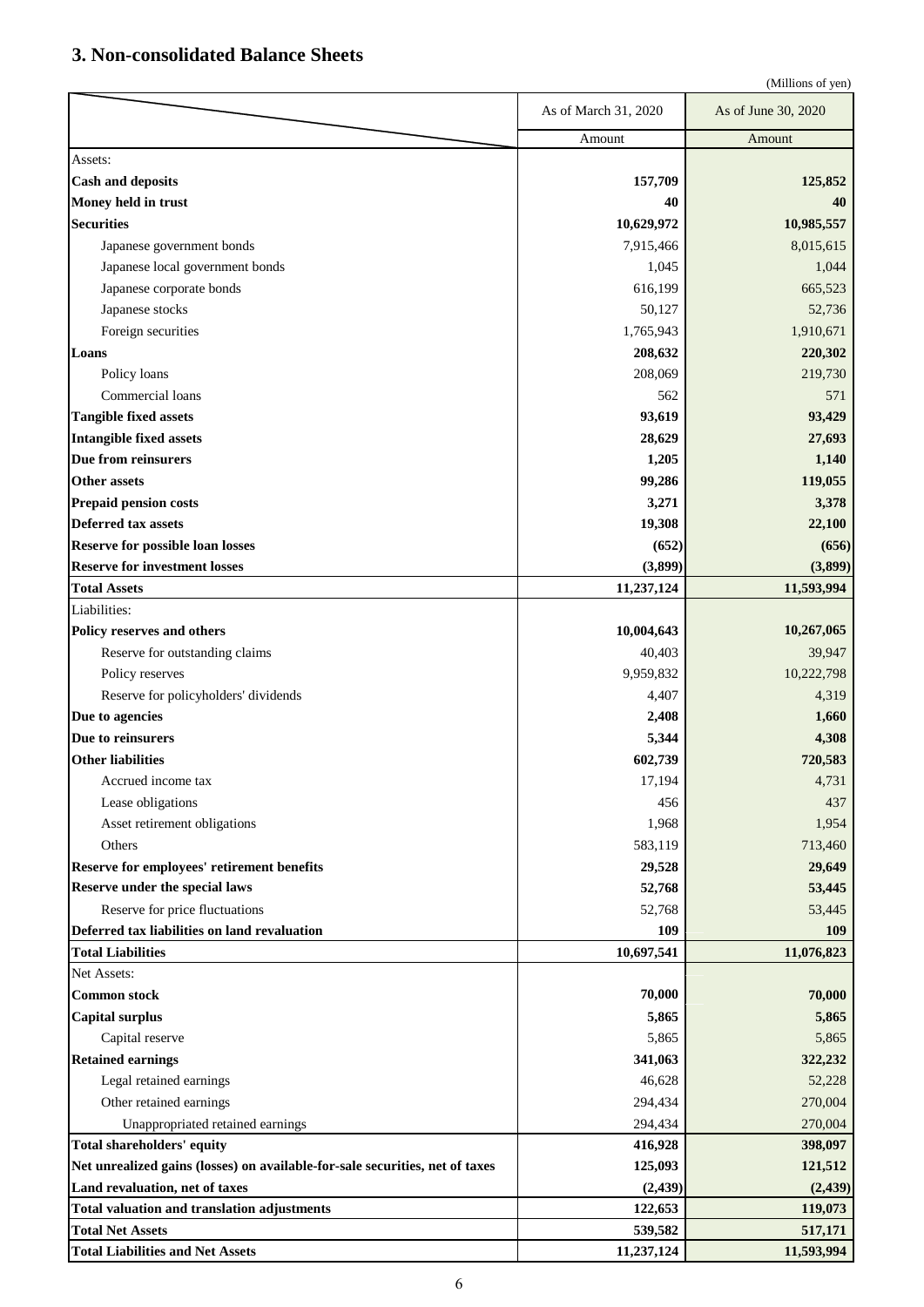## 3. Non-consolidated Balance Sheets

(Millions of yen)

| | As of March 31, 2020 | As of June 30, 2020 |
|---|---|---|
| | Amount | Amount |
| Assets: | | |
| **Cash and deposits** | **157,709** | **125,852** |
| **Money held in trust** | **40** | **40** |
| **Securities** | **10,629,972** | **10,985,557** |
| Japanese government bonds | 7,915,466 | 8,015,615 |
| Japanese local government bonds | 1,045 | 1,044 |
| Japanese corporate bonds | 616,199 | 665,523 |
| Japanese stocks | 50,127 | 52,736 |
| Foreign securities | 1,765,943 | 1,910,671 |
| **Loans** | **208,632** | **220,302** |
| Policy loans | 208,069 | 219,730 |
| Commercial loans | 562 | 571 |
| **Tangible fixed assets** | **93,619** | **93,429** |
| **Intangible fixed assets** | **28,629** | **27,693** |
| **Due from reinsurers** | **1,205** | **1,140** |
| **Other assets** | **99,286** | **119,055** |
| **Prepaid pension costs** | **3,271** | **3,378** |
| **Deferred tax assets** | **19,308** | **22,100** |
| **Reserve for possible loan losses** | **(652)** | **(656)** |
| **Reserve for investment losses** | **(3,899)** | **(3,899)** |
| **Total Assets** | **11,237,124** | **11,593,994** |
| Liabilities: | | |
| **Policy reserves and others** | **10,004,643** | **10,267,065** |
| Reserve for outstanding claims | 40,403 | 39,947 |
| Policy reserves | 9,959,832 | 10,222,798 |
| Reserve for policyholders' dividends | 4,407 | 4,319 |
| **Due to agencies** | **2,408** | **1,660** |
| **Due to reinsurers** | **5,344** | **4,308** |
| **Other liabilities** | **602,739** | **720,583** |
| Accrued income tax | 17,194 | 4,731 |
| Lease obligations | 456 | 437 |
| Asset retirement obligations | 1,968 | 1,954 |
| Others | 583,119 | 713,460 |
| **Reserve for employees' retirement benefits** | **29,528** | **29,649** |
| **Reserve under the special laws** | **52,768** | **53,445** |
| Reserve for price fluctuations | 52,768 | 53,445 |
| **Deferred tax liabilities on land revaluation** | **109** | **109** |
| **Total Liabilities** | **10,697,541** | **11,076,823** |
| Net Assets: | | |
| **Common stock** | **70,000** | **70,000** |
| **Capital surplus** | **5,865** | **5,865** |
| Capital reserve | 5,865 | 5,865 |
| **Retained earnings** | **341,063** | **322,232** |
| Legal retained earnings | 46,628 | 52,228 |
| Other retained earnings | 294,434 | 270,004 |
| Unappropriated retained earnings | 294,434 | 270,004 |
| **Total shareholders' equity** | **416,928** | **398,097** |
| **Net unrealized gains (losses) on available-for-sale securities, net of taxes** | **125,093** | **121,512** |
| **Land revaluation, net of taxes** | **(2,439)** | **(2,439)** |
| **Total valuation and translation adjustments** | **122,653** | **119,073** |
| **Total Net Assets** | **539,582** | **517,171** |
| **Total Liabilities and Net Assets** | **11,237,124** | **11,593,994** |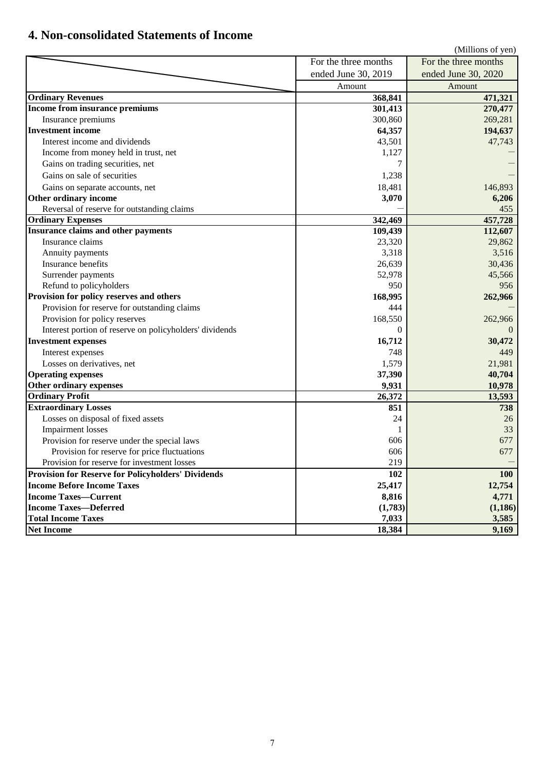## 4. Non-consolidated Statements of Income

(Millions of yen)

| | For the three months ended June 30, 2019 | For the three months ended June 30, 2020 |
|---|---|---|
| | Amount | Amount |
| **Ordinary Revenues** | **368,841** | **471,321** |
| **Income from insurance premiums** | **301,413** | **270,477** |
| Insurance premiums | 300,860 | 269,281 |
| **Investment income** | **64,357** | **194,637** |
| Interest income and dividends | 43,501 | 47,743 |
| Income from money held in trust, net | 1,127 | — |
| Gains on trading securities, net | 7 | — |
| Gains on sale of securities | 1,238 | — |
| Gains on separate accounts, net | 18,481 | 146,893 |
| **Other ordinary income** | **3,070** | **6,206** |
| Reversal of reserve for outstanding claims | — | 455 |
| **Ordinary Expenses** | **342,469** | **457,728** |
| **Insurance claims and other payments** | **109,439** | **112,607** |
| Insurance claims | 23,320 | 29,862 |
| Annuity payments | 3,318 | 3,516 |
| Insurance benefits | 26,639 | 30,436 |
| Surrender payments | 52,978 | 45,566 |
| Refund to policyholders | 950 | 956 |
| **Provision for policy reserves and others** | **168,995** | **262,966** |
| Provision for reserve for outstanding claims | 444 | — |
| Provision for policy reserves | 168,550 | 262,966 |
| Interest portion of reserve on policyholders' dividends | 0 | 0 |
| **Investment expenses** | **16,712** | **30,472** |
| Interest expenses | 748 | 449 |
| Losses on derivatives, net | 1,579 | 21,981 |
| **Operating expenses** | **37,390** | **40,704** |
| **Other ordinary expenses** | **9,931** | **10,978** |
| **Ordinary Profit** | **26,372** | **13,593** |
| **Extraordinary Losses** | **851** | **738** |
| Losses on disposal of fixed assets | 24 | 26 |
| Impairment losses | 1 | 33 |
| Provision for reserve under the special laws | 606 | 677 |
| Provision for reserve for price fluctuations | 606 | 677 |
| Provision for reserve for investment losses | 219 | — |
| **Provision for Reserve for Policyholders' Dividends** | **102** | **100** |
| **Income Before Income Taxes** | **25,417** | **12,754** |
| **Income Taxes—Current** | **8,816** | **4,771** |
| **Income Taxes—Deferred** | **(1,783)** | **(1,186)** |
| **Total Income Taxes** | **7,033** | **3,585** |
| **Net Income** | **18,384** | **9,169** |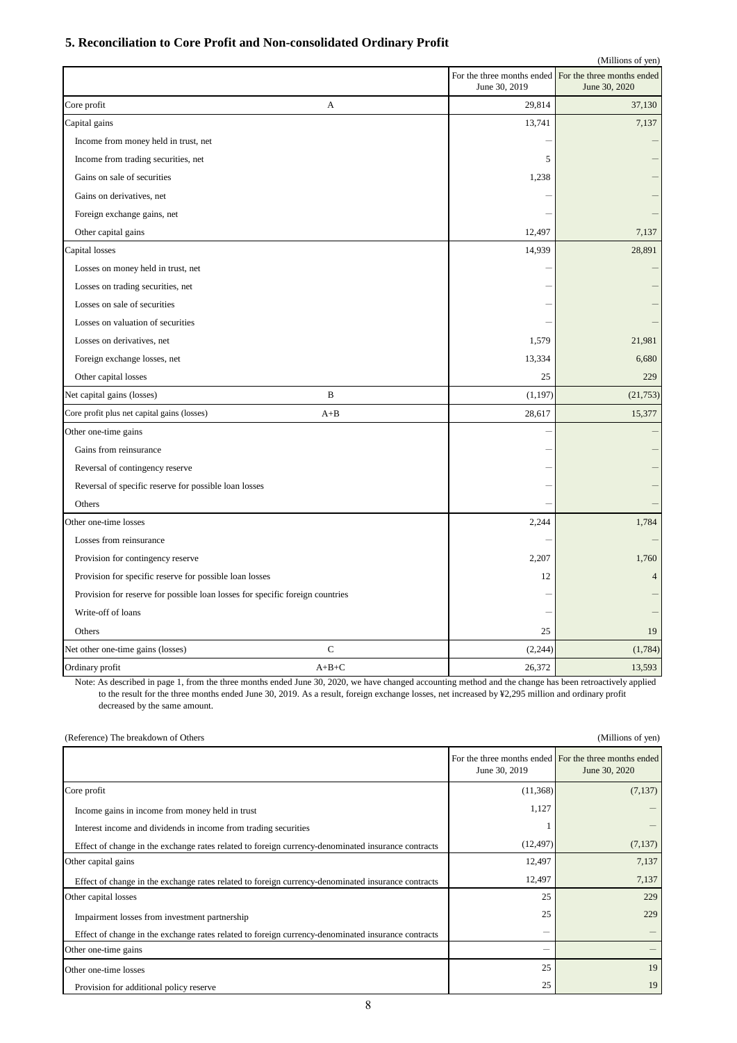## 5. Reconciliation to Core Profit and Non-consolidated Ordinary Profit

(Millions of yen)

| | | For the three months ended June 30, 2019 | For the three months ended June 30, 2020 |
|---|---|---|---|
| Core profit | A | 29,814 | 37,130 |
| Capital gains | | 13,741 | 7,137 |
| Income from money held in trust, net | | — | — |
| Income from trading securities, net | | 5 | — |
| Gains on sale of securities | | 1,238 | — |
| Gains on derivatives, net | | — | — |
| Foreign exchange gains, net | | — | — |
| Other capital gains | | 12,497 | 7,137 |
| Capital losses | | 14,939 | 28,891 |
| Losses on money held in trust, net | | — | — |
| Losses on trading securities, net | | — | — |
| Losses on sale of securities | | — | — |
| Losses on valuation of securities | | — | — |
| Losses on derivatives, net | | 1,579 | 21,981 |
| Foreign exchange losses, net | | 13,334 | 6,680 |
| Other capital losses | | 25 | 229 |
| Net capital gains (losses) | B | (1,197) | (21,753) |
| Core profit plus net capital gains (losses) | A+B | 28,617 | 15,377 |
| Other one-time gains | | — | — |
| Gains from reinsurance | | — | — |
| Reversal of contingency reserve | | — | — |
| Reversal of specific reserve for possible loan losses | | — | — |
| Others | | — | — |
| Other one-time losses | | 2,244 | 1,784 |
| Losses from reinsurance | | — | — |
| Provision for contingency reserve | | 2,207 | 1,760 |
| Provision for specific reserve for possible loan losses | | 12 | 4 |
| Provision for reserve for possible loan losses for specific foreign countries | | — | — |
| Write-off of loans | | — | — |
| Others | | 25 | 19 |
| Net other one-time gains (losses) | C | (2,244) | (1,784) |
| Ordinary profit | A+B+C | 26,372 | 13,593 |

Note: As described in page 1, from the three months ended June 30, 2020, we have changed accounting method and the change has been retroactively applied to the result for the three months ended June 30, 2019. As a result, foreign exchange losses, net increased by ¥2,295 million and ordinary profit decreased by the same amount.

(Reference) The breakdown of Others

(Millions of yen)

| | For the three months ended June 30, 2019 | For the three months ended June 30, 2020 |
|---|---|---|
| Core profit | (11,368) | (7,137) |
| Income gains in income from money held in trust | 1,127 | — |
| Interest income and dividends in income from trading securities | 1 | — |
| Effect of change in the exchange rates related to foreign currency-denominated insurance contracts | (12,497) | (7,137) |
| Other capital gains | 12,497 | 7,137 |
| Effect of change in the exchange rates related to foreign currency-denominated insurance contracts | 12,497 | 7,137 |
| Other capital losses | 25 | 229 |
| Impairment losses from investment partnership | 25 | 229 |
| Effect of change in the exchange rates related to foreign currency-denominated insurance contracts | — | — |
| Other one-time gains | — | — |
| Other one-time losses | 25 | 19 |
| Provision for additional policy reserve | 25 | 19 |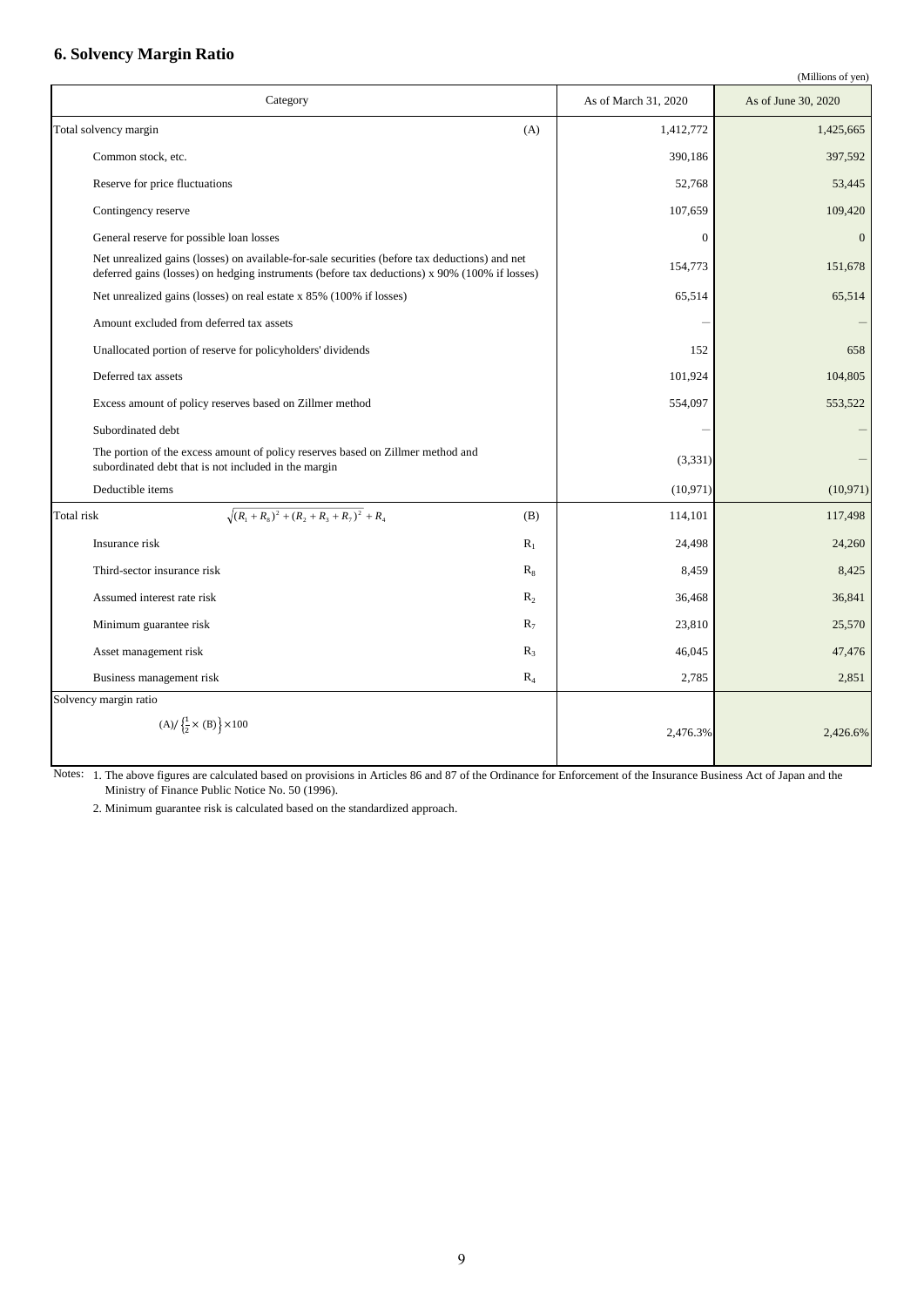## 6. Solvency Margin Ratio

(Millions of yen)

| Category | | As of March 31, 2020 | As of June 30, 2020 |
|---|---|---|---|
| Total solvency margin | (A) | 1,412,772 | 1,425,665 |
| Common stock, etc. | | 390,186 | 397,592 |
| Reserve for price fluctuations | | 52,768 | 53,445 |
| Contingency reserve | | 107,659 | 109,420 |
| General reserve for possible loan losses | | 0 | 0 |
| Net unrealized gains (losses) on available-for-sale securities (before tax deductions) and net deferred gains (losses) on hedging instruments (before tax deductions) x 90% (100% if losses) | | 154,773 | 151,678 |
| Net unrealized gains (losses) on real estate x 85% (100% if losses) | | 65,514 | 65,514 |
| Amount excluded from deferred tax assets | | − | − |
| Unallocated portion of reserve for policyholders' dividends | | 152 | 658 |
| Deferred tax assets | | 101,924 | 104,805 |
| Excess amount of policy reserves based on Zillmer method | | 554,097 | 553,522 |
| Subordinated debt | | − | − |
| The portion of the excess amount of policy reserves based on Zillmer method and subordinated debt that is not included in the margin | | (3,331) | − |
| Deductible items | | (10,971) | (10,971) |
| Total risk $\sqrt{(R_1 + R_8)^2 + (R_2 + R_3 + R_7)^2} + R_4$ | (B) | 114,101 | 117,498 |
| Insurance risk | $R_1$ | 24,498 | 24,260 |
| Third-sector insurance risk | $R_8$ | 8,459 | 8,425 |
| Assumed interest rate risk | $R_2$ | 36,468 | 36,841 |
| Minimum guarantee risk | $R_7$ | 23,810 | 25,570 |
| Asset management risk | $R_3$ | 46,045 | 47,476 |
| Business management risk | $R_4$ | 2,785 | 2,851 |
| Solvency margin ratio $(A)/\left\{\frac{1}{2} \times (B)\right\} \times 100$ | | 2,476.3% | 2,426.6% |

Notes: 1. The above figures are calculated based on provisions in Articles 86 and 87 of the Ordinance for Enforcement of the Insurance Business Act of Japan and the Ministry of Finance Public Notice No. 50 (1996).

2. Minimum guarantee risk is calculated based on the standardized approach.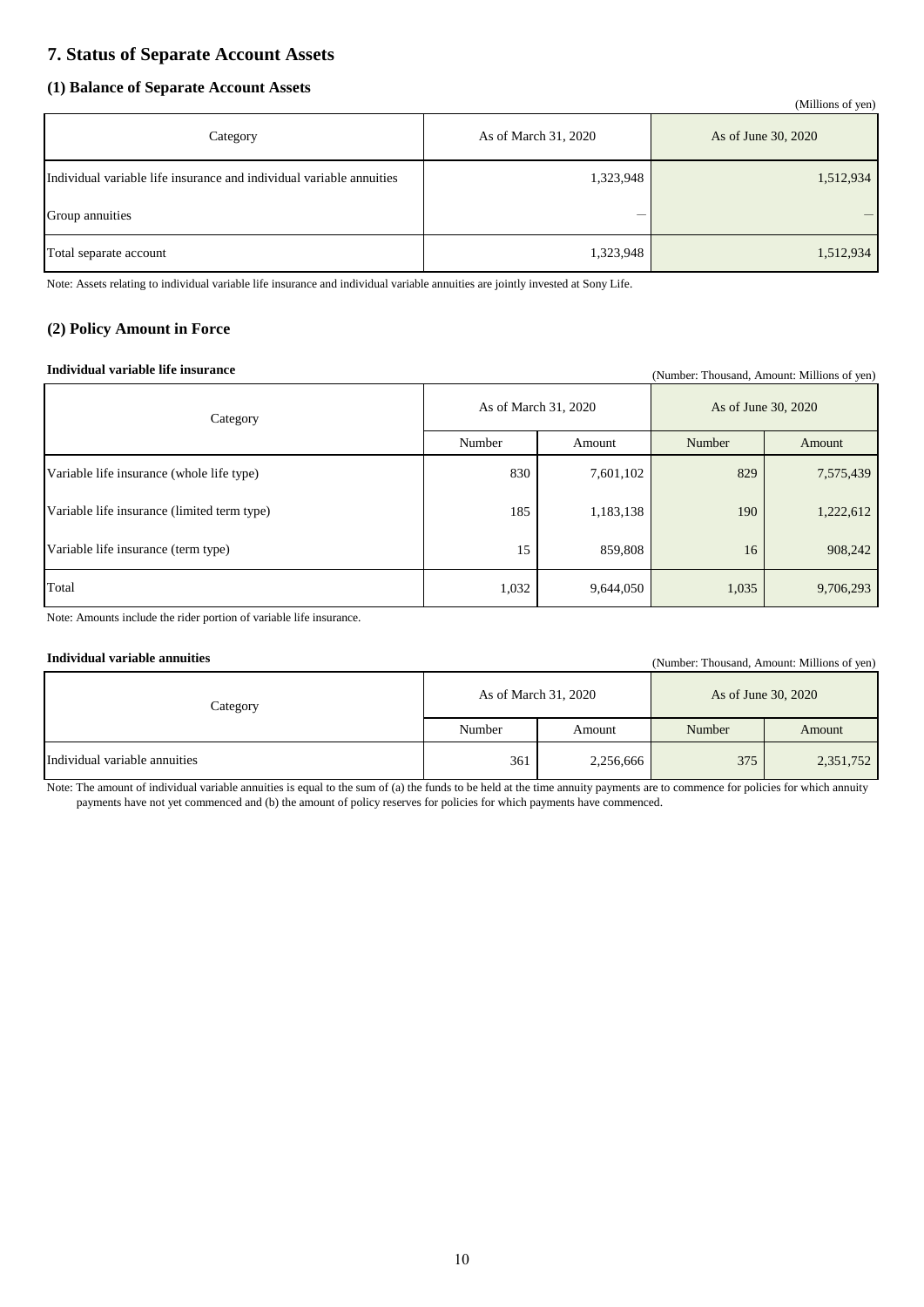# 7. Status of Separate Account Assets

## (1) Balance of Separate Account Assets

(Millions of yen)

| Category | As of March 31, 2020 | As of June 30, 2020 |
|---|---|---|
| Individual variable life insurance and individual variable annuities | 1,323,948 | 1,512,934 |
| Group annuities | — | — |
| Total separate account | 1,323,948 | 1,512,934 |

Note: Assets relating to individual variable life insurance and individual variable annuities are jointly invested at Sony Life.

## (2) Policy Amount in Force

**Individual variable life insurance**

(Number: Thousand, Amount: Millions of yen)

| Category | As of March 31, 2020 | | As of June 30, 2020 | |
|---|---|---|---|---|
| | Number | Amount | Number | Amount |
| Variable life insurance (whole life type) | 830 | 7,601,102 | 829 | 7,575,439 |
| Variable life insurance (limited term type) | 185 | 1,183,138 | 190 | 1,222,612 |
| Variable life insurance (term type) | 15 | 859,808 | 16 | 908,242 |
| Total | 1,032 | 9,644,050 | 1,035 | 9,706,293 |

Note: Amounts include the rider portion of variable life insurance.

**Individual variable annuities**

(Number: Thousand, Amount: Millions of yen)

| Category | As of March 31, 2020 | | As of June 30, 2020 | |
|---|---|---|---|---|
| | Number | Amount | Number | Amount |
| Individual variable annuities | 361 | 2,256,666 | 375 | 2,351,752 |

Note: The amount of individual variable annuities is equal to the sum of (a) the funds to be held at the time annuity payments are to commence for policies for which annuity payments have not yet commenced and (b) the amount of policy reserves for policies for which payments have commenced.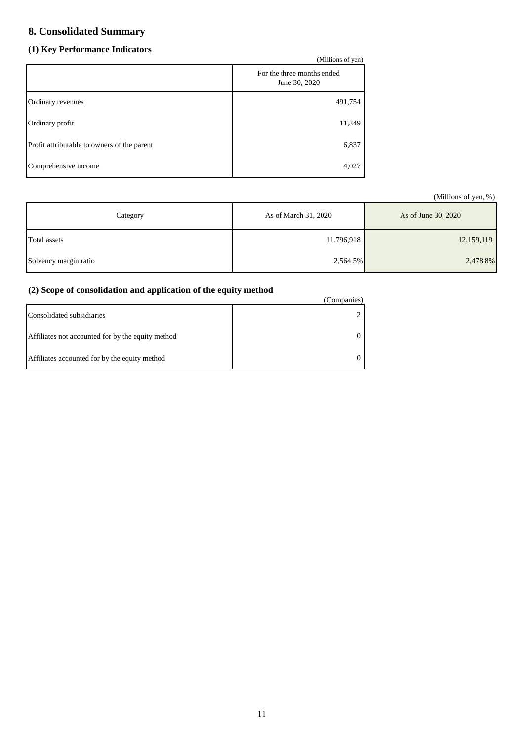## 8. Consolidated Summary

### (1) Key Performance Indicators

(Millions of yen)

| | For the three months ended June 30, 2020 |
|---|---|
| Ordinary revenues | 491,754 |
| Ordinary profit | 11,349 |
| Profit attributable to owners of the parent | 6,837 |
| Comprehensive income | 4,027 |

(Millions of yen, %)

| Category | As of March 31, 2020 | As of June 30, 2020 |
|---|---|---|
| Total assets | 11,796,918 | 12,159,119 |
| Solvency margin ratio | 2,564.5% | 2,478.8% |

### (2) Scope of consolidation and application of the equity method

(Companies)

| | |
|---|---|
| Consolidated subsidiaries | 2 |
| Affiliates not accounted for by the equity method | 0 |
| Affiliates accounted for by the equity method | 0 |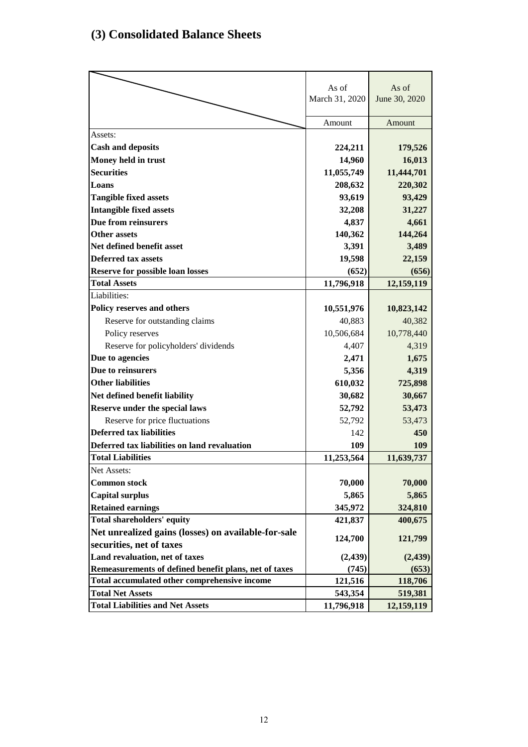## (3) Consolidated Balance Sheets

| | As of March 31, 2020 | As of June 30, 2020 |
|---|---|---|
| | Amount | Amount |
| Assets: | | |
| **Cash and deposits** | **224,211** | **179,526** |
| **Money held in trust** | **14,960** | **16,013** |
| **Securities** | **11,055,749** | **11,444,701** |
| **Loans** | **208,632** | **220,302** |
| **Tangible fixed assets** | **93,619** | **93,429** |
| **Intangible fixed assets** | **32,208** | **31,227** |
| **Due from reinsurers** | **4,837** | **4,661** |
| **Other assets** | **140,362** | **144,264** |
| **Net defined benefit asset** | **3,391** | **3,489** |
| **Deferred tax assets** | **19,598** | **22,159** |
| **Reserve for possible loan losses** | **(652)** | **(656)** |
| **Total Assets** | **11,796,918** | **12,159,119** |
| Liabilities: | | |
| **Policy reserves and others** | **10,551,976** | **10,823,142** |
| Reserve for outstanding claims | 40,883 | 40,382 |
| Policy reserves | 10,506,684 | 10,778,440 |
| Reserve for policyholders' dividends | 4,407 | 4,319 |
| **Due to agencies** | **2,471** | **1,675** |
| **Due to reinsurers** | **5,356** | **4,319** |
| **Other liabilities** | **610,032** | **725,898** |
| **Net defined benefit liability** | **30,682** | **30,667** |
| **Reserve under the special laws** | **52,792** | **53,473** |
| Reserve for price fluctuations | 52,792 | 53,473 |
| **Deferred tax liabilities** | 142 | **450** |
| **Deferred tax liabilities on land revaluation** | **109** | **109** |
| **Total Liabilities** | **11,253,564** | **11,639,737** |
| Net Assets: | | |
| **Common stock** | **70,000** | **70,000** |
| **Capital surplus** | **5,865** | **5,865** |
| **Retained earnings** | **345,972** | **324,810** |
| **Total shareholders' equity** | **421,837** | **400,675** |
| **Net unrealized gains (losses) on available-for-sale securities, net of taxes** | **124,700** | **121,799** |
| **Land revaluation, net of taxes** | **(2,439)** | **(2,439)** |
| **Remeasurements of defined benefit plans, net of taxes** | **(745)** | **(653)** |
| **Total accumulated other comprehensive income** | **121,516** | **118,706** |
| **Total Net Assets** | **543,354** | **519,381** |
| **Total Liabilities and Net Assets** | **11,796,918** | **12,159,119** |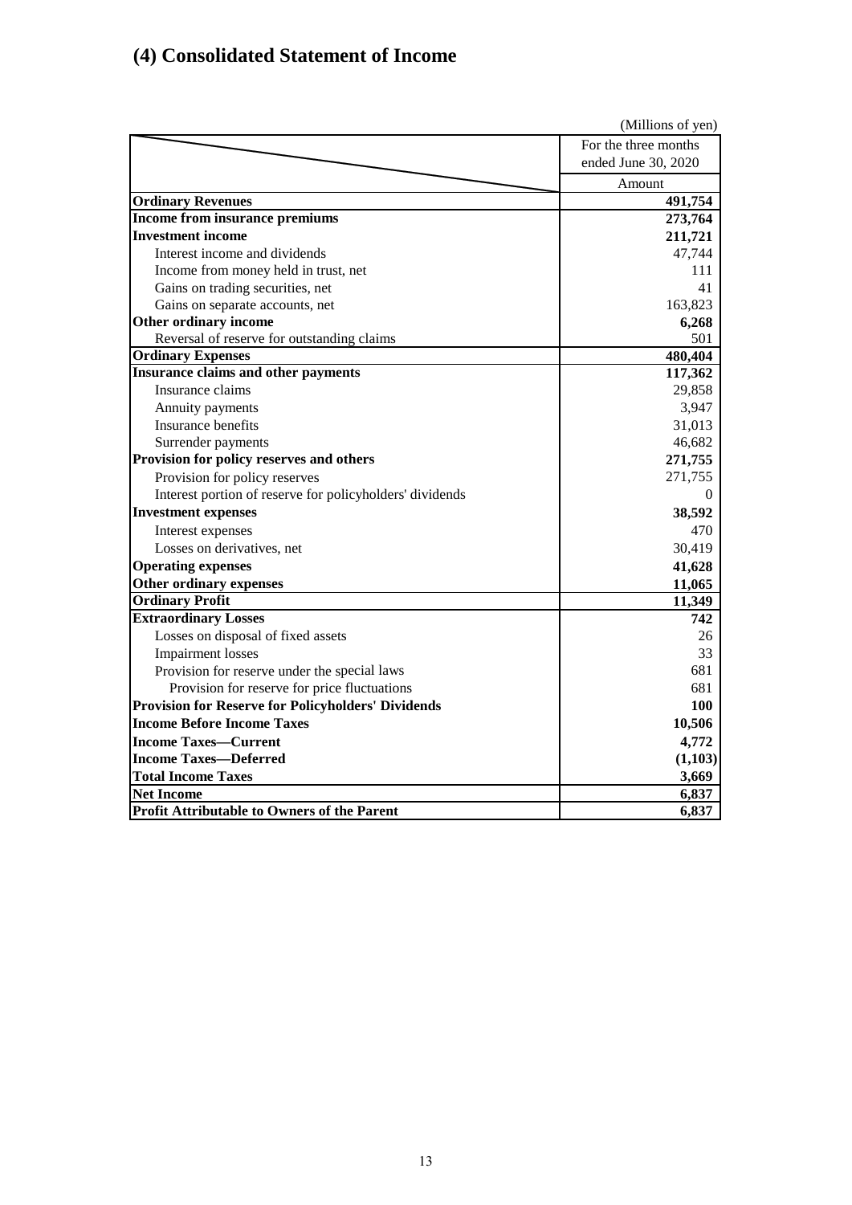# (4) Consolidated Statement of Income

(Millions of yen)

| | For the three months ended June 30, 2020 |
|---|---|
| | Amount |
| **Ordinary Revenues** | **491,754** |
| **Income from insurance premiums** | **273,764** |
| **Investment income** | **211,721** |
| Interest income and dividends | 47,744 |
| Income from money held in trust, net | 111 |
| Gains on trading securities, net | 41 |
| Gains on separate accounts, net | 163,823 |
| **Other ordinary income** | **6,268** |
| Reversal of reserve for outstanding claims | 501 |
| **Ordinary Expenses** | **480,404** |
| **Insurance claims and other payments** | **117,362** |
| Insurance claims | 29,858 |
| Annuity payments | 3,947 |
| Insurance benefits | 31,013 |
| Surrender payments | 46,682 |
| **Provision for policy reserves and others** | **271,755** |
| Provision for policy reserves | 271,755 |
| Interest portion of reserve for policyholders' dividends | 0 |
| **Investment expenses** | **38,592** |
| Interest expenses | 470 |
| Losses on derivatives, net | 30,419 |
| **Operating expenses** | **41,628** |
| **Other ordinary expenses** | **11,065** |
| **Ordinary Profit** | **11,349** |
| **Extraordinary Losses** | **742** |
| Losses on disposal of fixed assets | 26 |
| Impairment losses | 33 |
| Provision for reserve under the special laws | 681 |
| Provision for reserve for price fluctuations | 681 |
| **Provision for Reserve for Policyholders' Dividends** | **100** |
| **Income Before Income Taxes** | **10,506** |
| **Income Taxes—Current** | **4,772** |
| **Income Taxes—Deferred** | **(1,103)** |
| **Total Income Taxes** | **3,669** |
| **Net Income** | **6,837** |
| **Profit Attributable to Owners of the Parent** | **6,837** |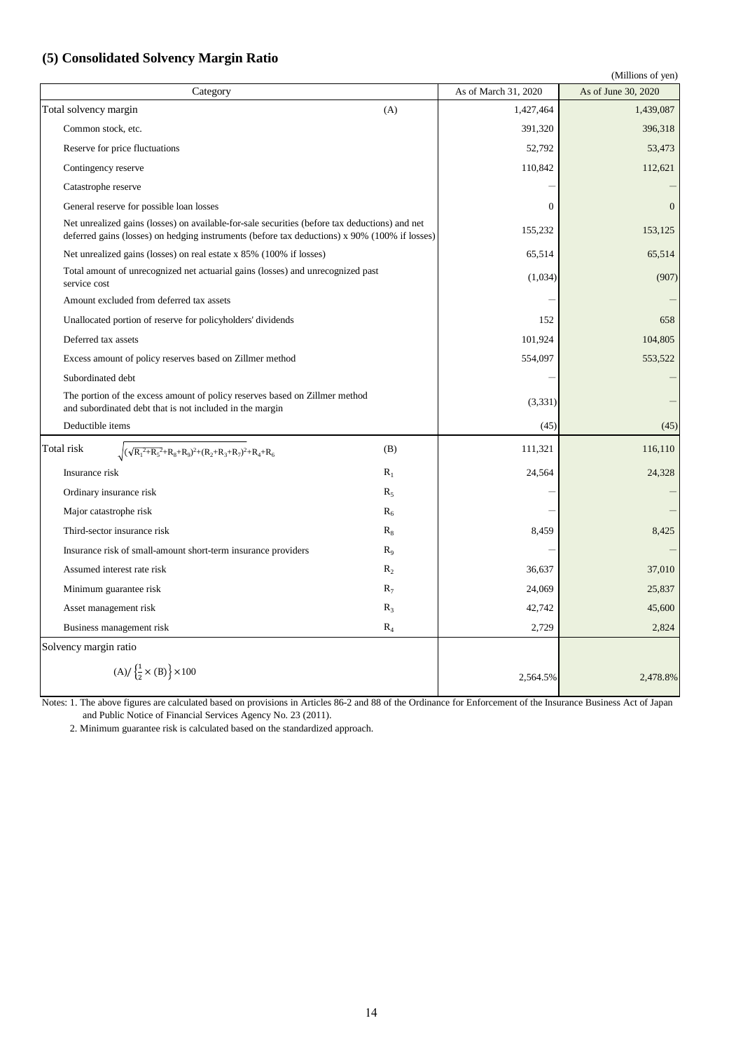## (5) Consolidated Solvency Margin Ratio

(Millions of yen)

| Category | | As of March 31, 2020 | As of June 30, 2020 |
|---|---|---|---|
| Total solvency margin | (A) | 1,427,464 | 1,439,087 |
| Common stock, etc. | | 391,320 | 396,318 |
| Reserve for price fluctuations | | 52,792 | 53,473 |
| Contingency reserve | | 110,842 | 112,621 |
| Catastrophe reserve | | – | – |
| General reserve for possible loan losses | | 0 | 0 |
| Net unrealized gains (losses) on available-for-sale securities (before tax deductions) and net deferred gains (losses) on hedging instruments (before tax deductions) x 90% (100% if losses) | | 155,232 | 153,125 |
| Net unrealized gains (losses) on real estate x 85% (100% if losses) | | 65,514 | 65,514 |
| Total amount of unrecognized net actuarial gains (losses) and unrecognized past service cost | | (1,034) | (907) |
| Amount excluded from deferred tax assets | | – | – |
| Unallocated portion of reserve for policyholders' dividends | | 152 | 658 |
| Deferred tax assets | | 101,924 | 104,805 |
| Excess amount of policy reserves based on Zillmer method | | 554,097 | 553,522 |
| Subordinated debt | | – | – |
| The portion of the excess amount of policy reserves based on Zillmer method and subordinated debt that is not included in the margin | | (3,331) | – |
| Deductible items | | (45) | (45) |
| Total risk $\sqrt{(\sqrt{R_1^2+R_5^2}+R_8+R_9)^2+(R_2+R_3+R_7)^2}+R_4+R_6$ | (B) | 111,321 | 116,110 |
| Insurance risk | $R_1$ | 24,564 | 24,328 |
| Ordinary insurance risk | $R_5$ | – | – |
| Major catastrophe risk | $R_6$ | – | – |
| Third-sector insurance risk | $R_8$ | 8,459 | 8,425 |
| Insurance risk of small-amount short-term insurance providers | $R_9$ | – | – |
| Assumed interest rate risk | $R_2$ | 36,637 | 37,010 |
| Minimum guarantee risk | $R_7$ | 24,069 | 25,837 |
| Asset management risk | $R_3$ | 42,742 | 45,600 |
| Business management risk | $R_4$ | 2,729 | 2,824 |
| Solvency margin ratio $(A)/\left\{\frac{1}{2}\times(B)\right\}\times 100$ | | 2,564.5% | 2,478.8% |

Notes: 1. The above figures are calculated based on provisions in Articles 86-2 and 88 of the Ordinance for Enforcement of the Insurance Business Act of Japan and Public Notice of Financial Services Agency No. 23 (2011).

2. Minimum guarantee risk is calculated based on the standardized approach.